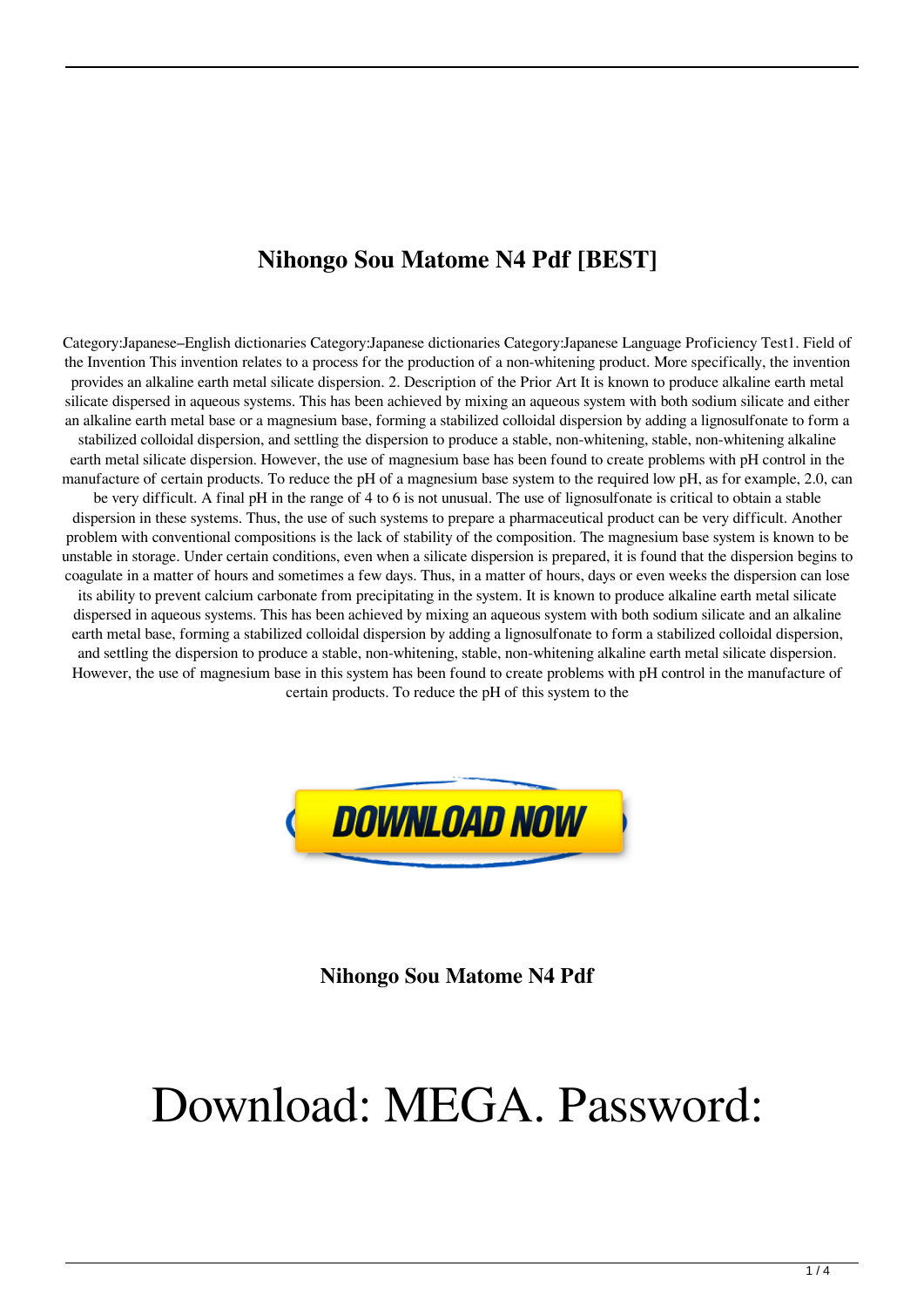# Nihongo Sou Matome N4 Pdf [BEST]

Category:Japanese–English dictionaries Category:Japanese dictionaries Category:Japanese Language Proficiency Test1. Field of the Invention This invention relates to a process for the production of a non-whitening product. More specifically, the invention provides an alkaline earth metal silicate dispersion. 2. Description of the Prior Art It is known to produce alkaline earth metal silicate dispersed in aqueous systems. This has been achieved by mixing an aqueous system with both sodium silicate and either an alkaline earth metal base or a magnesium base, forming a stabilized colloidal dispersion by adding a lignosulfonate to form a stabilized colloidal dispersion, and settling the dispersion to produce a stable, non-whitening, stable, non-whitening alkaline earth metal silicate dispersion. However, the use of magnesium base has been found to create problems with pH control in the manufacture of certain products. To reduce the pH of a magnesium base system to the required low pH, as for example, 2.0, can be very difficult. A final pH in the range of 4 to 6 is not unusual. The use of lignosulfonate is critical to obtain a stable dispersion in these systems. Thus, the use of such systems to prepare a pharmaceutical product can be very difficult. Another problem with conventional compositions is the lack of stability of the composition. The magnesium base system is known to be unstable in storage. Under certain conditions, even when a silicate dispersion is prepared, it is found that the dispersion begins to coagulate in a matter of hours and sometimes a few days. Thus, in a matter of hours, days or even weeks the dispersion can lose its ability to prevent calcium carbonate from precipitating in the system. It is known to produce alkaline earth metal silicate dispersed in aqueous systems. This has been achieved by mixing an aqueous system with both sodium silicate and an alkaline earth metal base, forming a stabilized colloidal dispersion by adding a lignosulfonate to form a stabilized colloidal dispersion, and settling the dispersion to produce a stable, non-whitening, stable, non-whitening alkaline earth metal silicate dispersion. However, the use of magnesium base in this system has been found to create problems with pH control in the manufacture of certain products. To reduce the pH of this system to the

DOWNLOAD NOW

**Nihongo Sou Matome N4 Pdf**

Download: MEGA. Password: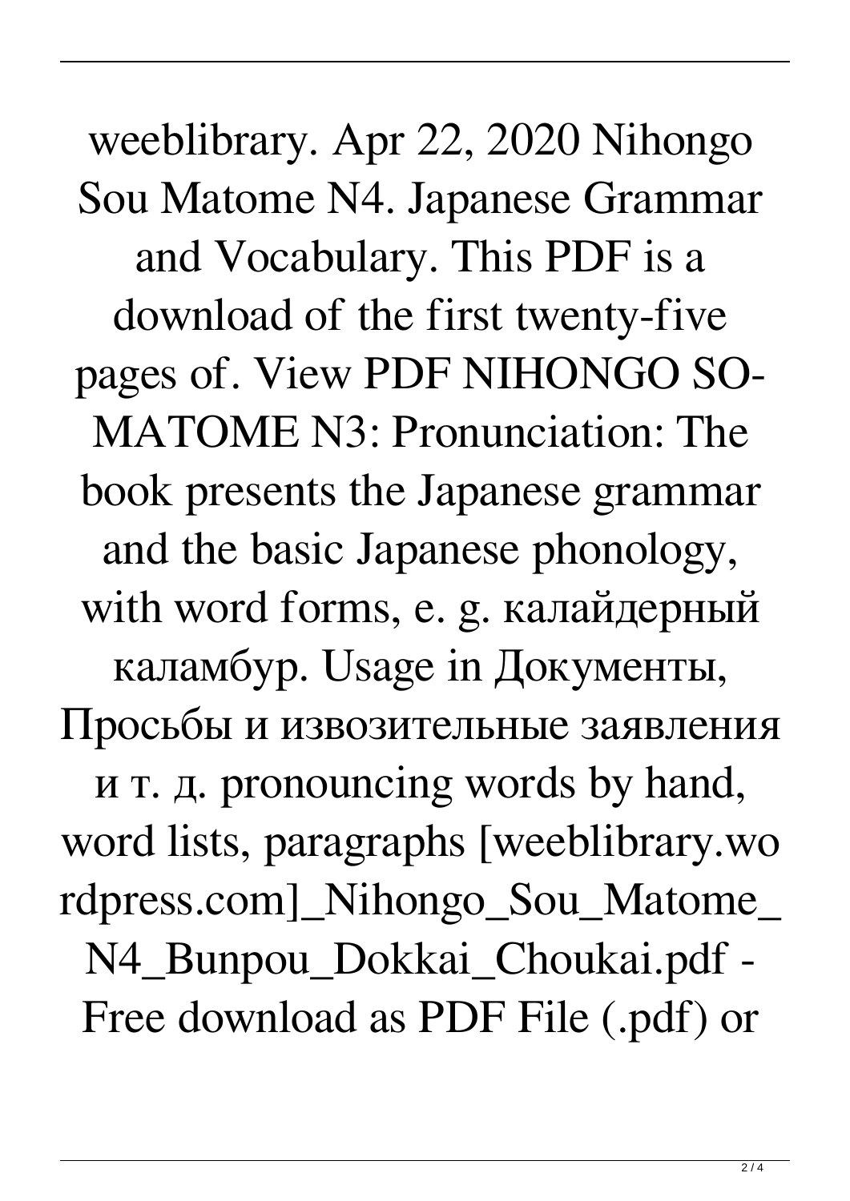weeblibrary. Apr 22, 2020 Nihongo Sou Matome N4. Japanese Grammar and Vocabulary. This PDF is a download of the first twenty-five pages of. View PDF NIHONGO SO-MATOME N3: Pronunciation: The book presents the Japanese grammar and the basic Japanese phonology, with word forms, e. g. калайдерный каламбур. Usage in Документы, Просьбы и извозительные заявления и т. д. pronouncing words by hand, word lists, paragraphs [weeblibrary.wordpress.com]_Nihongo_Sou_Matome_N4_Bunpou_Dokkai_Choukai.pdf - Free download as PDF File (.pdf) or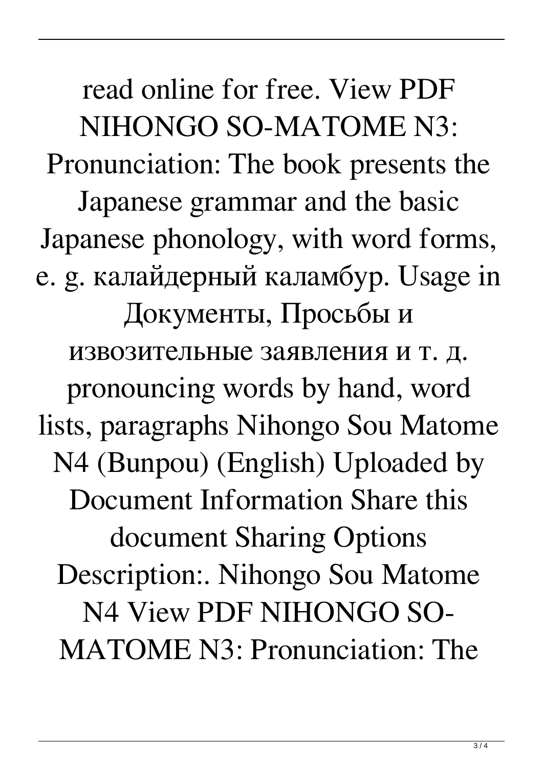read online for free. View PDF NIHONGO SO-MATOME N3: Pronunciation: The book presents the Japanese grammar and the basic Japanese phonology, with word forms, e. g. калайдерный каламбур. Usage in Документы, Просьбы и извозительные заявления и т. д. pronouncing words by hand, word lists, paragraphs Nihongo Sou Matome N4 (Bunpou) (English) Uploaded by Document Information Share this document Sharing Options Description:. Nihongo Sou Matome N4 View PDF NIHONGO SO-MATOME N3: Pronunciation: The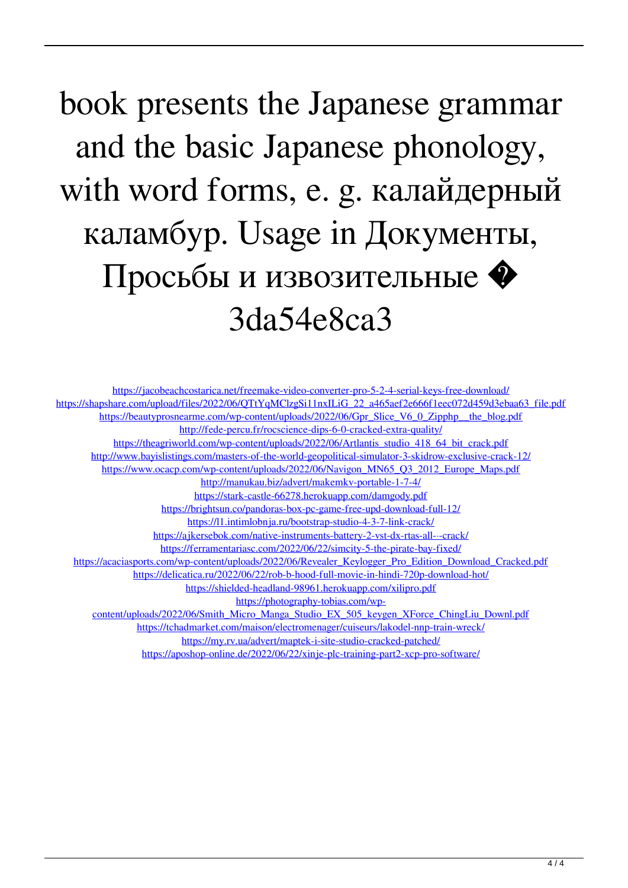book presents the Japanese grammar and the basic Japanese phonology, with word forms, e. g. калайдерный каламбур. Usage in Документы, Просьбы и извозительные � 3da54e8ca3

https://jacobeachcostarica.net/freemake-video-converter-pro-5-2-4-serial-keys-free-download/
https://shapshare.com/upload/files/2022/06/QTtYqMClzgSi11nxILiG_22_a465aef2e666f1eec072d459d3ebaa63_file.pdf
https://beautyprosnearme.com/wp-content/uploads/2022/06/Gpr_Slice_V6_0_Zipphp__the_blog.pdf
http://fede-percu.fr/rocscience-dips-6-0-cracked-extra-quality/
https://theagriworld.com/wp-content/uploads/2022/06/Artlantis_studio_418_64_bit_crack.pdf
http://www.bayislistings.com/masters-of-the-world-geopolitical-simulator-3-skidrow-exclusive-crack-12/
https://www.ocacp.com/wp-content/uploads/2022/06/Navigon_MN65_Q3_2012_Europe_Maps.pdf
http://manukau.biz/advert/makemkv-portable-1-7-4/
https://stark-castle-66278.herokuapp.com/damgody.pdf
https://brightsun.co/pandoras-box-pc-game-free-upd-download-full-12/
https://l1.intimlobnja.ru/bootstrap-studio-4-3-7-link-crack/
https://ajkersebok.com/native-instruments-battery-2-vst-dx-rtas-all---crack/
https://ferramentariasc.com/2022/06/22/simcity-5-the-pirate-bay-fixed/
https://acaciasports.com/wp-content/uploads/2022/06/Revealer_Keylogger_Pro_Edition_Download_Cracked.pdf
https://delicatica.ru/2022/06/22/rob-b-hood-full-movie-in-hindi-720p-download-hot/
https://shielded-headland-98961.herokuapp.com/xilipro.pdf
https://photography-tobias.com/wp-content/uploads/2022/06/Smith_Micro_Manga_Studio_EX_505_keygen_XForce_ChingLiu_Downl.pdf
https://tchadmarket.com/maison/electromenager/cuiseurs/lakodel-nnp-train-wreck/
https://my.rv.ua/advert/maptek-i-site-studio-cracked-patched/
https://aposhop-online.de/2022/06/22/xinje-plc-training-part2-xcp-pro-software/